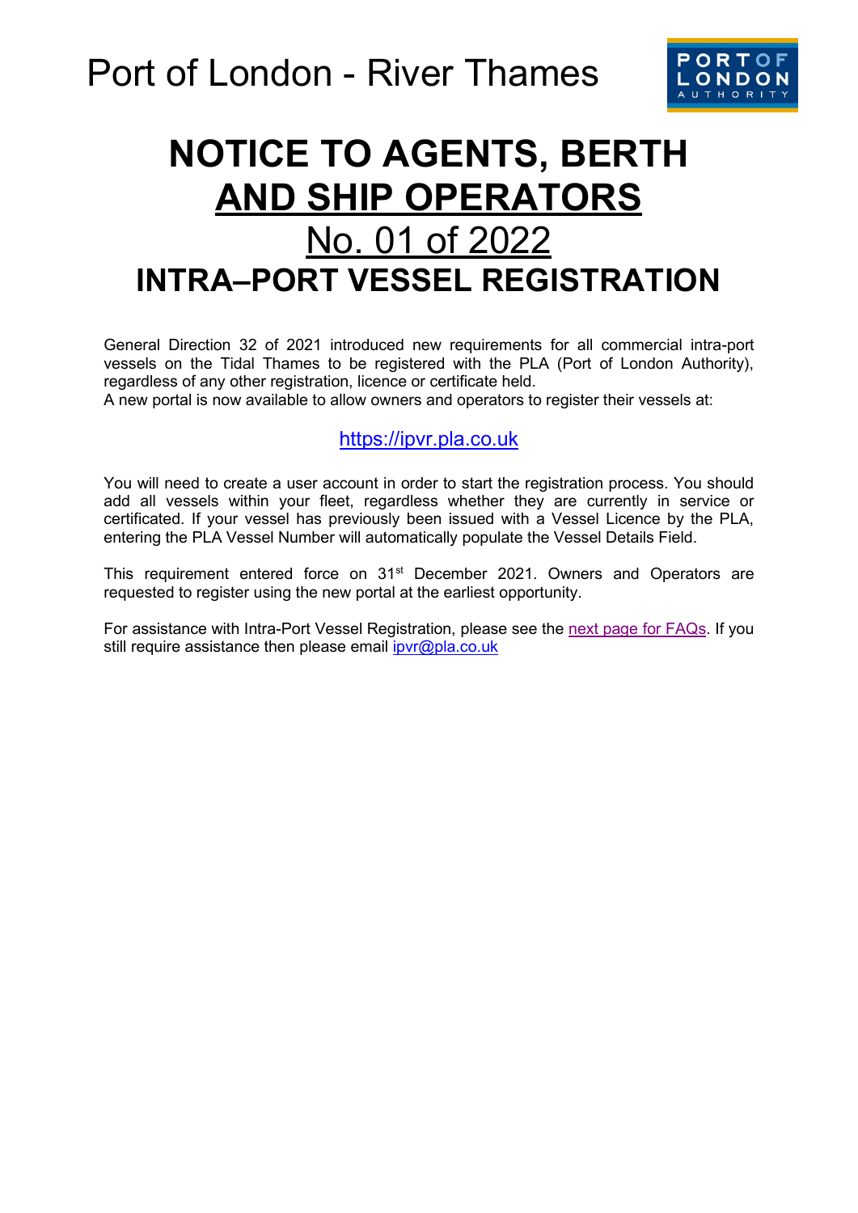Port of London - River Thames

# NOTICE TO AGENTS, BERTH AND SHIP OPERATORS

## No. 01 of 2022

# INTRA–PORT VESSEL REGISTRATION

General Direction 32 of 2021 introduced new requirements for all commercial intra-port vessels on the Tidal Thames to be registered with the PLA (Port of London Authority), regardless of any other registration, licence or certificate held.
A new portal is now available to allow owners and operators to register their vessels at:

https://ipvr.pla.co.uk

You will need to create a user account in order to start the registration process. You should add all vessels within your fleet, regardless whether they are currently in service or certificated. If your vessel has previously been issued with a Vessel Licence by the PLA, entering the PLA Vessel Number will automatically populate the Vessel Details Field.

This requirement entered force on 31st December 2021. Owners and Operators are requested to register using the new portal at the earliest opportunity.

For assistance with Intra-Port Vessel Registration, please see the next page for FAQs. If you still require assistance then please email ipvr@pla.co.uk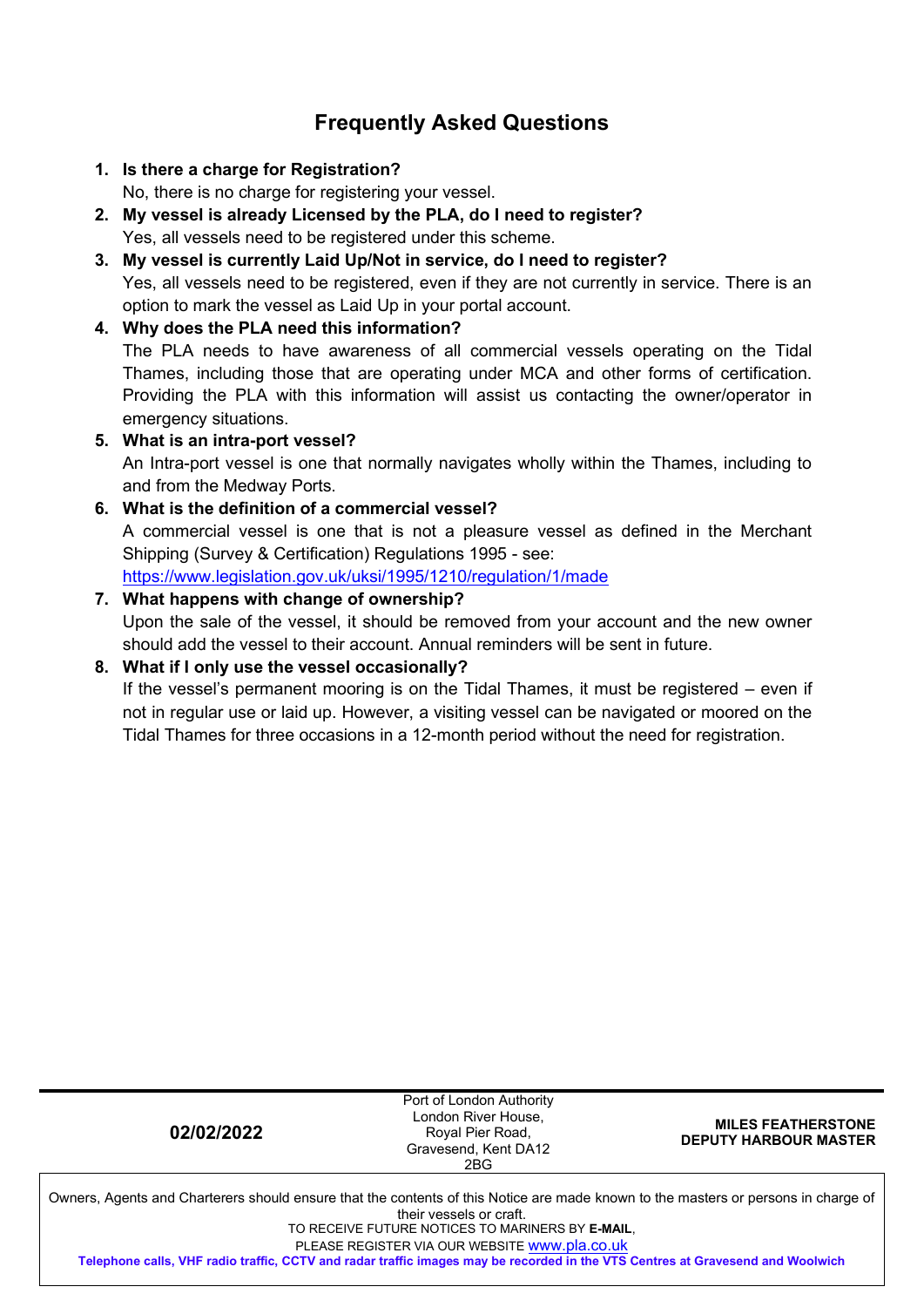## Frequently Asked Questions

1. **Is there a charge for Registration?**
   No, there is no charge for registering your vessel.
2. **My vessel is already Licensed by the PLA, do I need to register?**
   Yes, all vessels need to be registered under this scheme.
3. **My vessel is currently Laid Up/Not in service, do I need to register?**
   Yes, all vessels need to be registered, even if they are not currently in service. There is an option to mark the vessel as Laid Up in your portal account.
4. **Why does the PLA need this information?**
   The PLA needs to have awareness of all commercial vessels operating on the Tidal Thames, including those that are operating under MCA and other forms of certification. Providing the PLA with this information will assist us contacting the owner/operator in emergency situations.
5. **What is an intra-port vessel?**
   An Intra-port vessel is one that normally navigates wholly within the Thames, including to and from the Medway Ports.
6. **What is the definition of a commercial vessel?**
   A commercial vessel is one that is not a pleasure vessel as defined in the Merchant Shipping (Survey & Certification) Regulations 1995 - see: https://www.legislation.gov.uk/uksi/1995/1210/regulation/1/made
7. **What happens with change of ownership?**
   Upon the sale of the vessel, it should be removed from your account and the new owner should add the vessel to their account. Annual reminders will be sent in future.
8. **What if I only use the vessel occasionally?**
   If the vessel's permanent mooring is on the Tidal Thames, it must be registered – even if not in regular use or laid up. However, a visiting vessel can be navigated or moored on the Tidal Thames for three occasions in a 12-month period without the need for registration.

**02/02/2022**

Port of London Authority
London River House,
Royal Pier Road,
Gravesend, Kent DA12 2BG

**MILES FEATHERSTONE**
**DEPUTY HARBOUR MASTER**

Owners, Agents and Charterers should ensure that the contents of this Notice are made known to the masters or persons in charge of their vessels or craft.
TO RECEIVE FUTURE NOTICES TO MARINERS BY **E-MAIL**,
PLEASE REGISTER VIA OUR WEBSITE www.pla.co.uk
**Telephone calls, VHF radio traffic, CCTV and radar traffic images may be recorded in the VTS Centres at Gravesend and Woolwich**